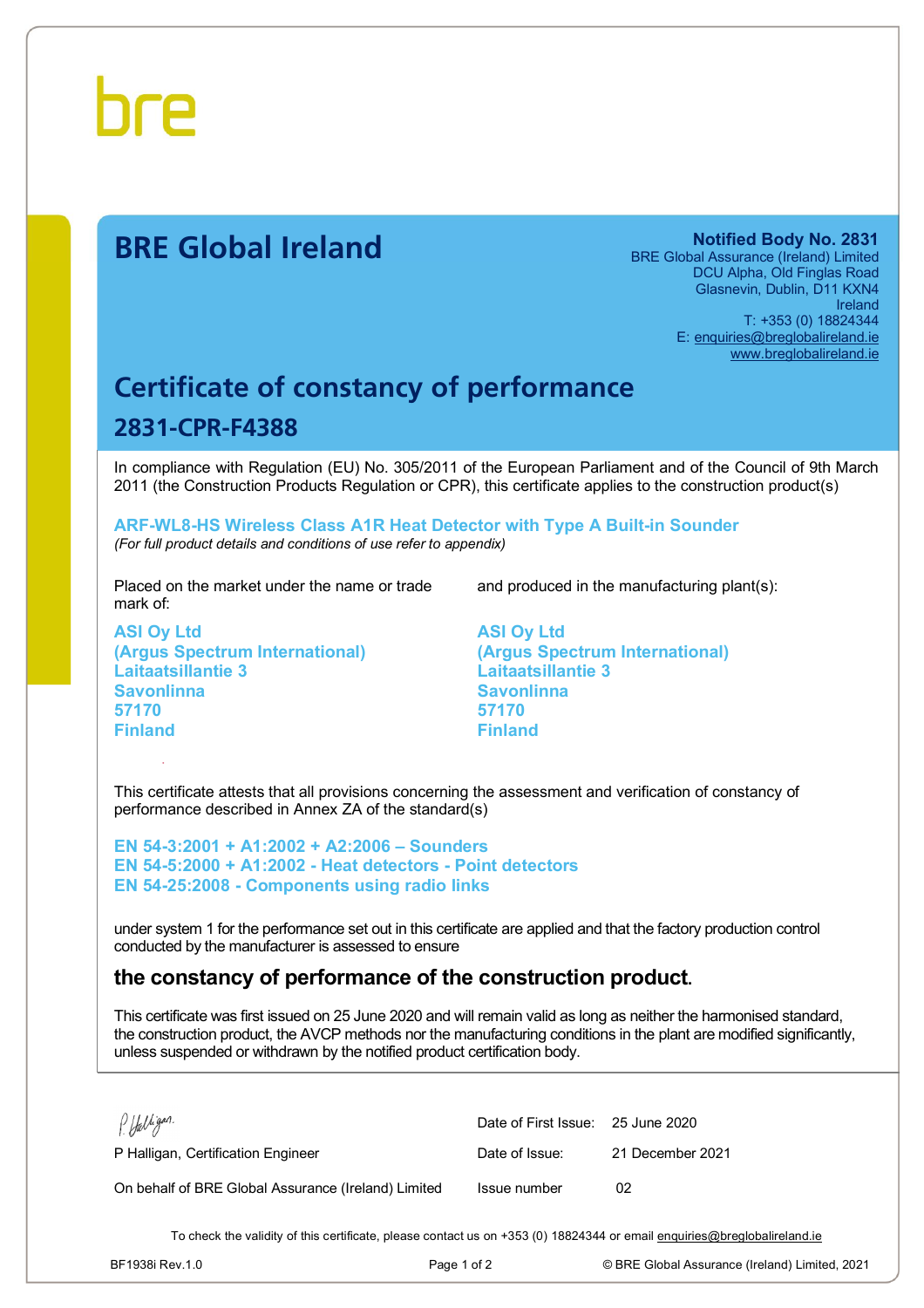bre

# BRE Global Ireland

**Notified Body No. 2831**
BRE Global Assurance (Ireland) Limited
DCU Alpha, Old Finglas Road
Glasnevin, Dublin, D11 KXN4
Ireland
T: +353 (0) 18824344
E: enquiries@breglobalireland.ie
www.breglobalireland.ie

## Certificate of constancy of performance

### 2831-CPR-F4388

In compliance with Regulation (EU) No. 305/2011 of the European Parliament and of the Council of 9th March 2011 (the Construction Products Regulation or CPR), this certificate applies to the construction product(s)

**ARF-WL8-HS Wireless Class A1R Heat Detector with Type A Built-in Sounder**
*(For full product details and conditions of use refer to appendix)*

Placed on the market under the name or trade mark of:

**ASI Oy Ltd**
**(Argus Spectrum International)**
**Laitaatsillantie 3**
**Savonlinna**
**57170**
**Finland**

and produced in the manufacturing plant(s):

**ASI Oy Ltd**
**(Argus Spectrum International)**
**Laitaatsillantie 3**
**Savonlinna**
**57170**
**Finland**

This certificate attests that all provisions concerning the assessment and verification of constancy of performance described in Annex ZA of the standard(s)

**EN 54-3:2001 + A1:2002 + A2:2006 – Sounders**
**EN 54-5:2000 + A1:2002 - Heat detectors - Point detectors**
**EN 54-25:2008 - Components using radio links**

under system 1 for the performance set out in this certificate are applied and that the factory production control conducted by the manufacturer is assessed to ensure

## the constancy of performance of the construction product.

This certificate was first issued on 25 June 2020 and will remain valid as long as neither the harmonised standard, the construction product, the AVCP methods nor the manufacturing conditions in the plant are modified significantly, unless suspended or withdrawn by the notified product certification body.

P Halligan, Certification Engineer

On behalf of BRE Global Assurance (Ireland) Limited

| | |
|---|---|
| Date of First Issue: | 25 June 2020 |
| Date of Issue: | 21 December 2021 |
| Issue number | 02 |

To check the validity of this certificate, please contact us on +353 (0) 18824344 or email enquiries@breglobalireland.ie

BF1938i Rev.1.0 © BRE Global Assurance (Ireland) Limited, 2021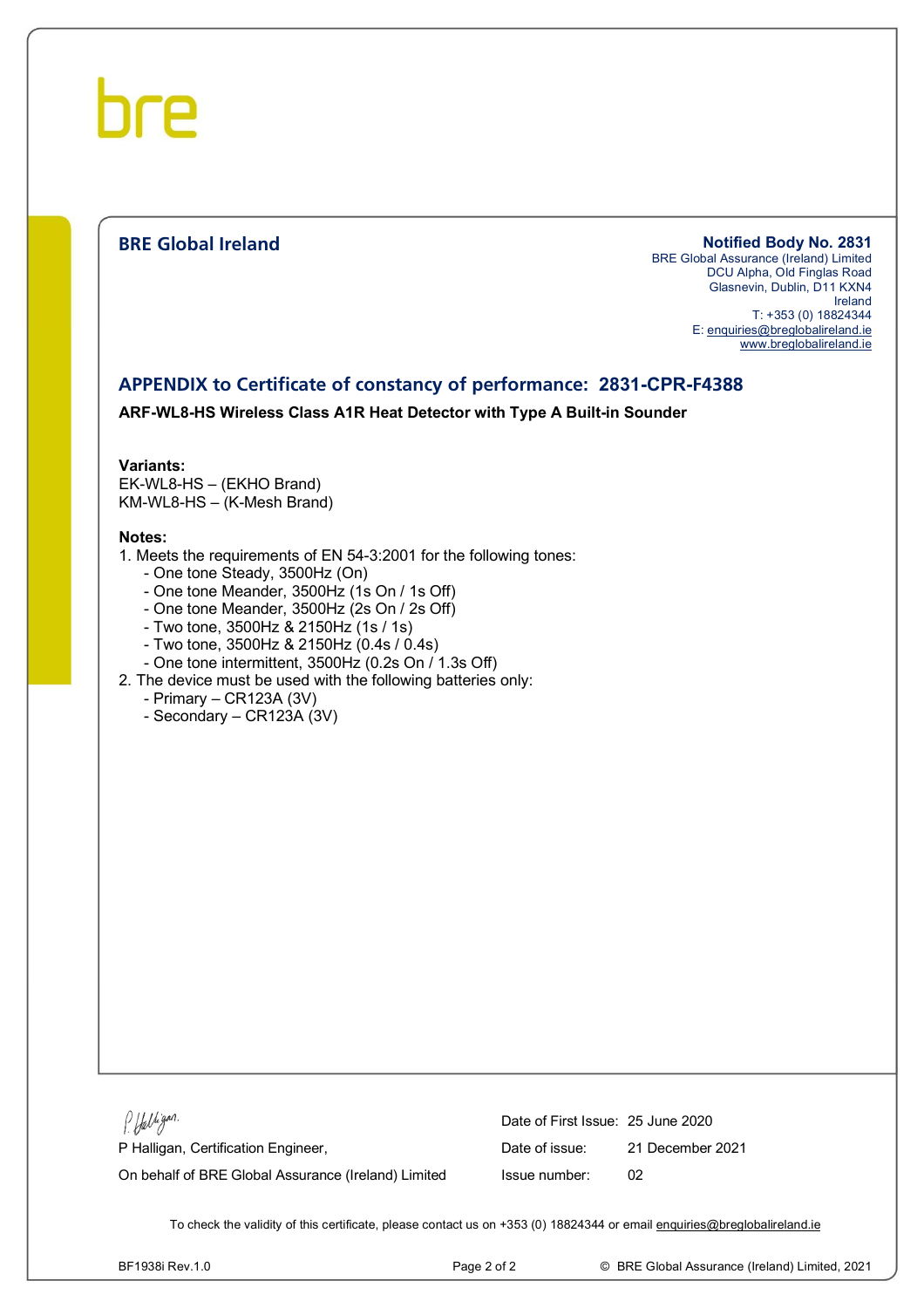bre

**BRE Global Ireland**

**Notified Body No. 2831**
BRE Global Assurance (Ireland) Limited
DCU Alpha, Old Finglas Road
Glasnevin, Dublin, D11 KXN4
Ireland
T: +353 (0) 18824344
E: enquiries@breglobalireland.ie
www.breglobalireland.ie

## APPENDIX to Certificate of constancy of performance: 2831-CPR-F4388

**ARF-WL8-HS Wireless Class A1R Heat Detector with Type A Built-in Sounder**

**Variants:**
EK-WL8-HS – (EKHO Brand)
KM-WL8-HS – (K-Mesh Brand)

**Notes:**

1. Meets the requirements of EN 54-3:2001 for the following tones:
   - One tone Steady, 3500Hz (On)
   - One tone Meander, 3500Hz (1s On / 1s Off)
   - One tone Meander, 3500Hz (2s On / 2s Off)
   - Two tone, 3500Hz & 2150Hz (1s / 1s)
   - Two tone, 3500Hz & 2150Hz (0.4s / 0.4s)
   - One tone intermittent, 3500Hz (0.2s On / 1.3s Off)
2. The device must be used with the following batteries only:
   - Primary – CR123A (3V)
   - Secondary – CR123A (3V)

P Halligan, Certification Engineer,
On behalf of BRE Global Assurance (Ireland) Limited

Date of First Issue: 25 June 2020
Date of issue: 21 December 2021
Issue number: 02

To check the validity of this certificate, please contact us on +353 (0) 18824344 or email enquiries@breglobalireland.ie

BF1938i Rev.1.0

© BRE Global Assurance (Ireland) Limited, 2021